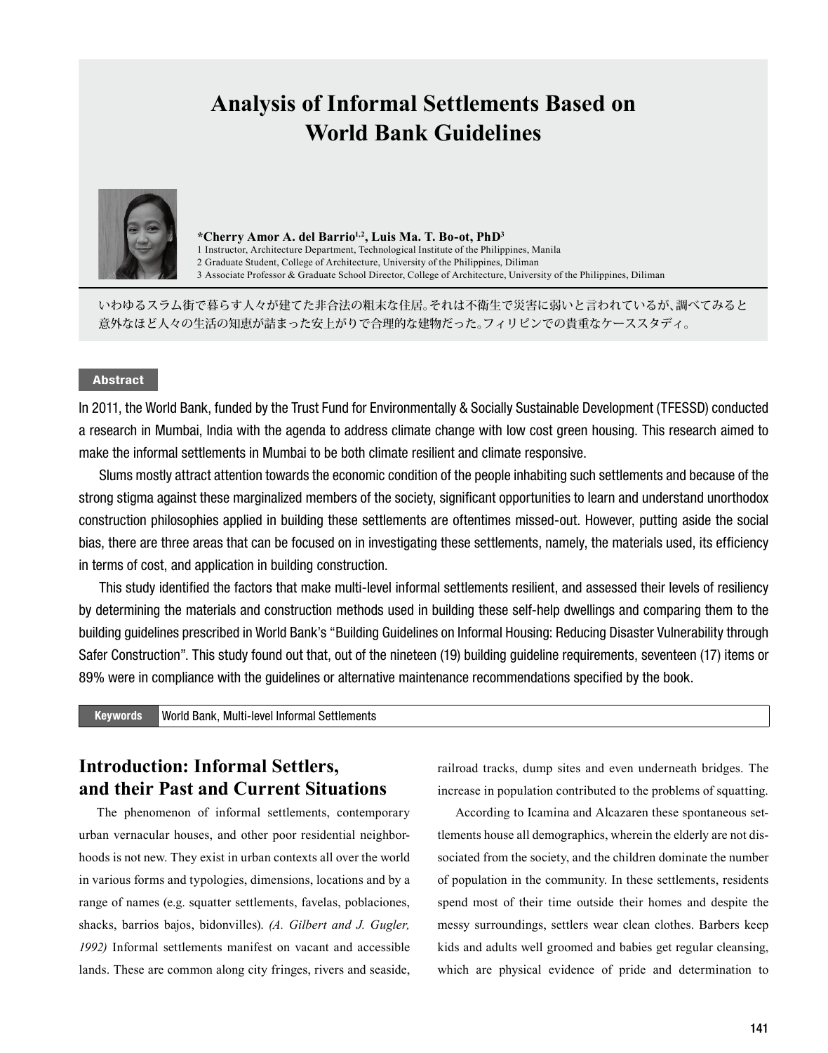# Analysis of Informal Settlements Based on World Bank Guidelines

**\*Cherry Amor A. del Barrio[1,2], Luis Ma. T. Bo-ot, PhD[3]**

1 Instructor, Architecture Department, Technological Institute of the Philippines, Manila
2 Graduate Student, College of Architecture, University of the Philippines, Diliman
3 Associate Professor & Graduate School Director, College of Architecture, University of the Philippines, Diliman

いわゆるスラム街で暮らす人々が建てた非合法の粗末な住居。それは不衛生で災害に弱いと言われているが、調べてみると意外なほど人々の生活の知恵が詰まった安上がりで合理的な建物だった。フィリピンでの貴重なケーススタディ。

**Abstract**

In 2011, the World Bank, funded by the Trust Fund for Environmentally & Socially Sustainable Development (TFESSD) conducted a research in Mumbai, India with the agenda to address climate change with low cost green housing. This research aimed to make the informal settlements in Mumbai to be both climate resilient and climate responsive.

Slums mostly attract attention towards the economic condition of the people inhabiting such settlements and because of the strong stigma against these marginalized members of the society, significant opportunities to learn and understand unorthodox construction philosophies applied in building these settlements are oftentimes missed-out. However, putting aside the social bias, there are three areas that can be focused on in investigating these settlements, namely, the materials used, its efficiency in terms of cost, and application in building construction.

This study identified the factors that make multi-level informal settlements resilient, and assessed their levels of resiliency by determining the materials and construction methods used in building these self-help dwellings and comparing them to the building guidelines prescribed in World Bank's "Building Guidelines on Informal Housing: Reducing Disaster Vulnerability through Safer Construction". This study found out that, out of the nineteen (19) building guideline requirements, seventeen (17) items or 89% were in compliance with the guidelines or alternative maintenance recommendations specified by the book.

**Keywords** World Bank, Multi-level Informal Settlements

## Introduction: Informal Settlers, and their Past and Current Situations

The phenomenon of informal settlements, contemporary urban vernacular houses, and other poor residential neighborhoods is not new. They exist in urban contexts all over the world in various forms and typologies, dimensions, locations and by a range of names (e.g. squatter settlements, favelas, poblaciones, shacks, barrios bajos, bidonvilles). *(A. Gilbert and J. Gugler, 1992)* Informal settlements manifest on vacant and accessible lands. These are common along city fringes, rivers and seaside, railroad tracks, dump sites and even underneath bridges. The increase in population contributed to the problems of squatting.

According to Icamina and Alcazaren these spontaneous settlements house all demographics, wherein the elderly are not dissociated from the society, and the children dominate the number of population in the community. In these settlements, residents spend most of their time outside their homes and despite the messy surroundings, settlers wear clean clothes. Barbers keep kids and adults well groomed and babies get regular cleansing, which are physical evidence of pride and determination to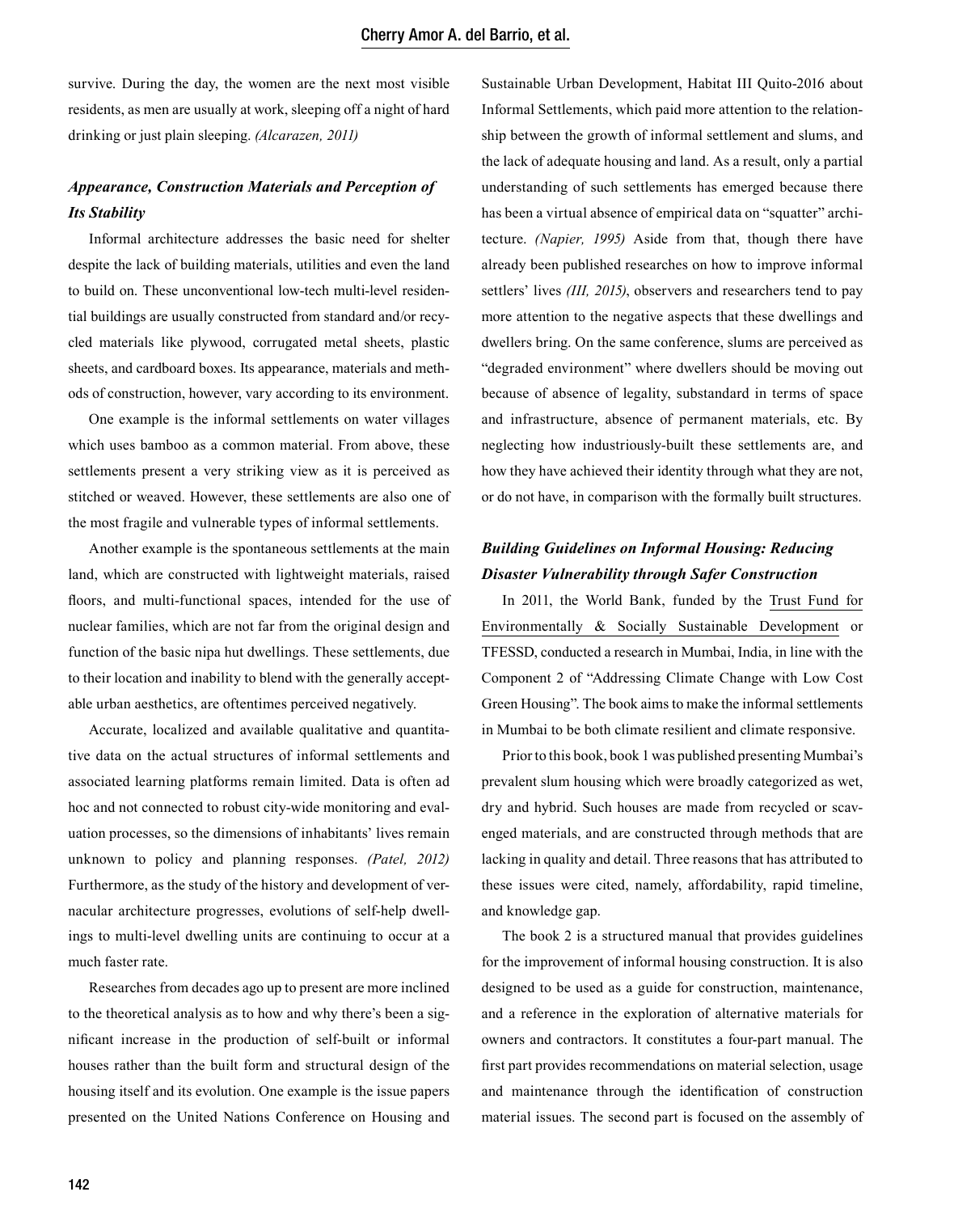survive. During the day, the women are the next most visible residents, as men are usually at work, sleeping off a night of hard drinking or just plain sleeping. *(Alcarazen, 2011)*

### *Appearance, Construction Materials and Perception of Its Stability*

Informal architecture addresses the basic need for shelter despite the lack of building materials, utilities and even the land to build on. These unconventional low-tech multi-level residential buildings are usually constructed from standard and/or recycled materials like plywood, corrugated metal sheets, plastic sheets, and cardboard boxes. Its appearance, materials and methods of construction, however, vary according to its environment.

One example is the informal settlements on water villages which uses bamboo as a common material. From above, these settlements present a very striking view as it is perceived as stitched or weaved. However, these settlements are also one of the most fragile and vulnerable types of informal settlements.

Another example is the spontaneous settlements at the main land, which are constructed with lightweight materials, raised floors, and multi-functional spaces, intended for the use of nuclear families, which are not far from the original design and function of the basic nipa hut dwellings. These settlements, due to their location and inability to blend with the generally acceptable urban aesthetics, are oftentimes perceived negatively.

Accurate, localized and available qualitative and quantitative data on the actual structures of informal settlements and associated learning platforms remain limited. Data is often ad hoc and not connected to robust city-wide monitoring and evaluation processes, so the dimensions of inhabitants' lives remain unknown to policy and planning responses. *(Patel, 2012)* Furthermore, as the study of the history and development of vernacular architecture progresses, evolutions of self-help dwellings to multi-level dwelling units are continuing to occur at a much faster rate.

Researches from decades ago up to present are more inclined to the theoretical analysis as to how and why there's been a significant increase in the production of self-built or informal houses rather than the built form and structural design of the housing itself and its evolution. One example is the issue papers presented on the United Nations Conference on Housing and Sustainable Urban Development, Habitat III Quito-2016 about Informal Settlements, which paid more attention to the relationship between the growth of informal settlement and slums, and the lack of adequate housing and land. As a result, only a partial understanding of such settlements has emerged because there has been a virtual absence of empirical data on "squatter" architecture. *(Napier, 1995)* Aside from that, though there have already been published researches on how to improve informal settlers' lives *(III, 2015)*, observers and researchers tend to pay more attention to the negative aspects that these dwellings and dwellers bring. On the same conference, slums are perceived as "degraded environment" where dwellers should be moving out because of absence of legality, substandard in terms of space and infrastructure, absence of permanent materials, etc. By neglecting how industriously-built these settlements are, and how they have achieved their identity through what they are not, or do not have, in comparison with the formally built structures.

### *Building Guidelines on Informal Housing: Reducing Disaster Vulnerability through Safer Construction*

In 2011, the World Bank, funded by the Trust Fund for Environmentally & Socially Sustainable Development or TFESSD, conducted a research in Mumbai, India, in line with the Component 2 of "Addressing Climate Change with Low Cost Green Housing". The book aims to make the informal settlements in Mumbai to be both climate resilient and climate responsive.

Prior to this book, book 1 was published presenting Mumbai's prevalent slum housing which were broadly categorized as wet, dry and hybrid. Such houses are made from recycled or scavenged materials, and are constructed through methods that are lacking in quality and detail. Three reasons that has attributed to these issues were cited, namely, affordability, rapid timeline, and knowledge gap.

The book 2 is a structured manual that provides guidelines for the improvement of informal housing construction. It is also designed to be used as a guide for construction, maintenance, and a reference in the exploration of alternative materials for owners and contractors. It constitutes a four-part manual. The first part provides recommendations on material selection, usage and maintenance through the identification of construction material issues. The second part is focused on the assembly of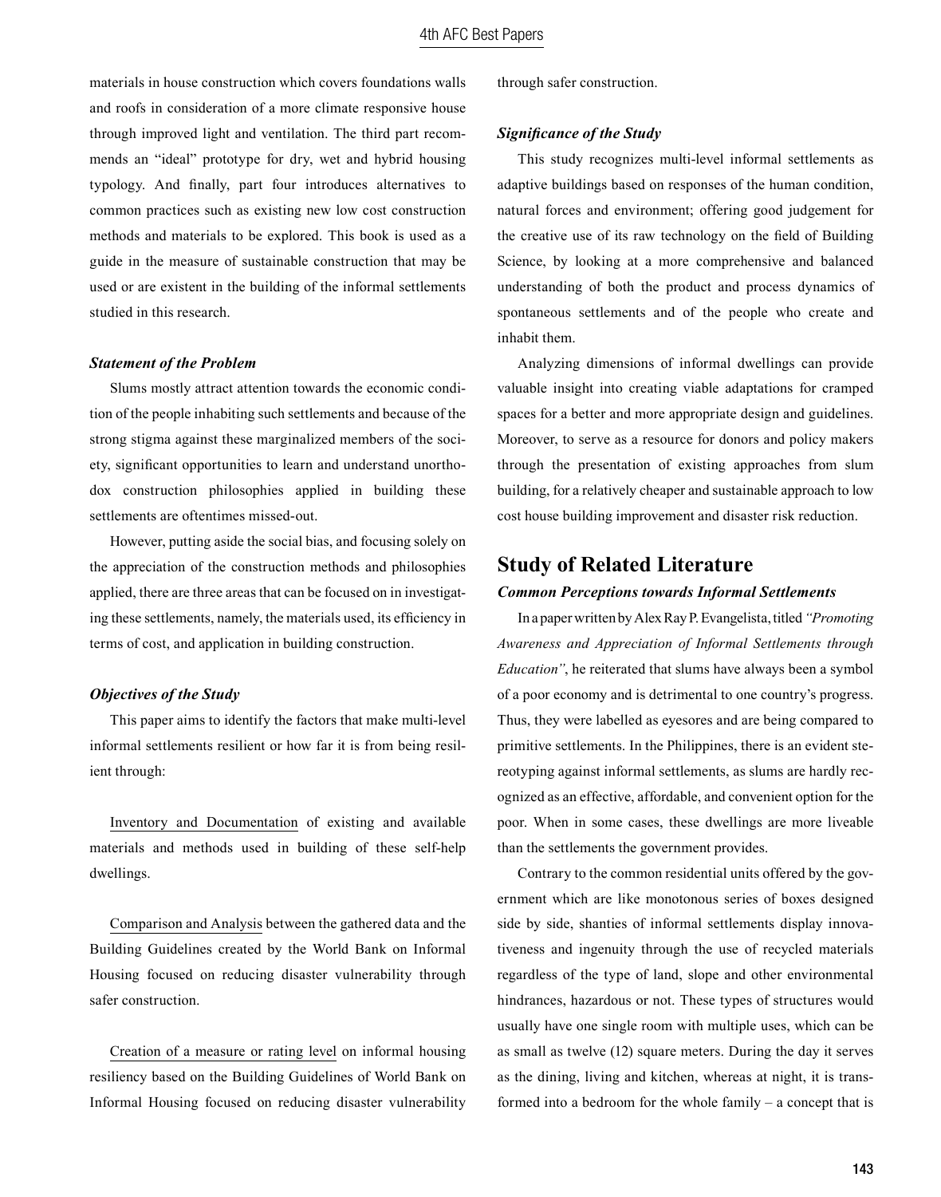materials in house construction which covers foundations walls and roofs in consideration of a more climate responsive house through improved light and ventilation. The third part recommends an "ideal" prototype for dry, wet and hybrid housing typology. And finally, part four introduces alternatives to common practices such as existing new low cost construction methods and materials to be explored. This book is used as a guide in the measure of sustainable construction that may be used or are existent in the building of the informal settlements studied in this research.

### *Statement of the Problem*

Slums mostly attract attention towards the economic condition of the people inhabiting such settlements and because of the strong stigma against these marginalized members of the society, significant opportunities to learn and understand unorthodox construction philosophies applied in building these settlements are oftentimes missed-out.

However, putting aside the social bias, and focusing solely on the appreciation of the construction methods and philosophies applied, there are three areas that can be focused on in investigating these settlements, namely, the materials used, its efficiency in terms of cost, and application in building construction.

### *Objectives of the Study*

This paper aims to identify the factors that make multi-level informal settlements resilient or how far it is from being resilient through:

Inventory and Documentation of existing and available materials and methods used in building of these self-help dwellings.

Comparison and Analysis between the gathered data and the Building Guidelines created by the World Bank on Informal Housing focused on reducing disaster vulnerability through safer construction.

Creation of a measure or rating level on informal housing resiliency based on the Building Guidelines of World Bank on Informal Housing focused on reducing disaster vulnerability through safer construction.

### *Significance of the Study*

This study recognizes multi-level informal settlements as adaptive buildings based on responses of the human condition, natural forces and environment; offering good judgement for the creative use of its raw technology on the field of Building Science, by looking at a more comprehensive and balanced understanding of both the product and process dynamics of spontaneous settlements and of the people who create and inhabit them.

Analyzing dimensions of informal dwellings can provide valuable insight into creating viable adaptations for cramped spaces for a better and more appropriate design and guidelines. Moreover, to serve as a resource for donors and policy makers through the presentation of existing approaches from slum building, for a relatively cheaper and sustainable approach to low cost house building improvement and disaster risk reduction.

## Study of Related Literature

### *Common Perceptions towards Informal Settlements*

In a paper written by Alex Ray P. Evangelista, titled *"Promoting Awareness and Appreciation of Informal Settlements through Education"*, he reiterated that slums have always been a symbol of a poor economy and is detrimental to one country's progress. Thus, they were labelled as eyesores and are being compared to primitive settlements. In the Philippines, there is an evident stereotyping against informal settlements, as slums are hardly recognized as an effective, affordable, and convenient option for the poor. When in some cases, these dwellings are more liveable than the settlements the government provides.

Contrary to the common residential units offered by the government which are like monotonous series of boxes designed side by side, shanties of informal settlements display innovativeness and ingenuity through the use of recycled materials regardless of the type of land, slope and other environmental hindrances, hazardous or not. These types of structures would usually have one single room with multiple uses, which can be as small as twelve (12) square meters. During the day it serves as the dining, living and kitchen, whereas at night, it is transformed into a bedroom for the whole family – a concept that is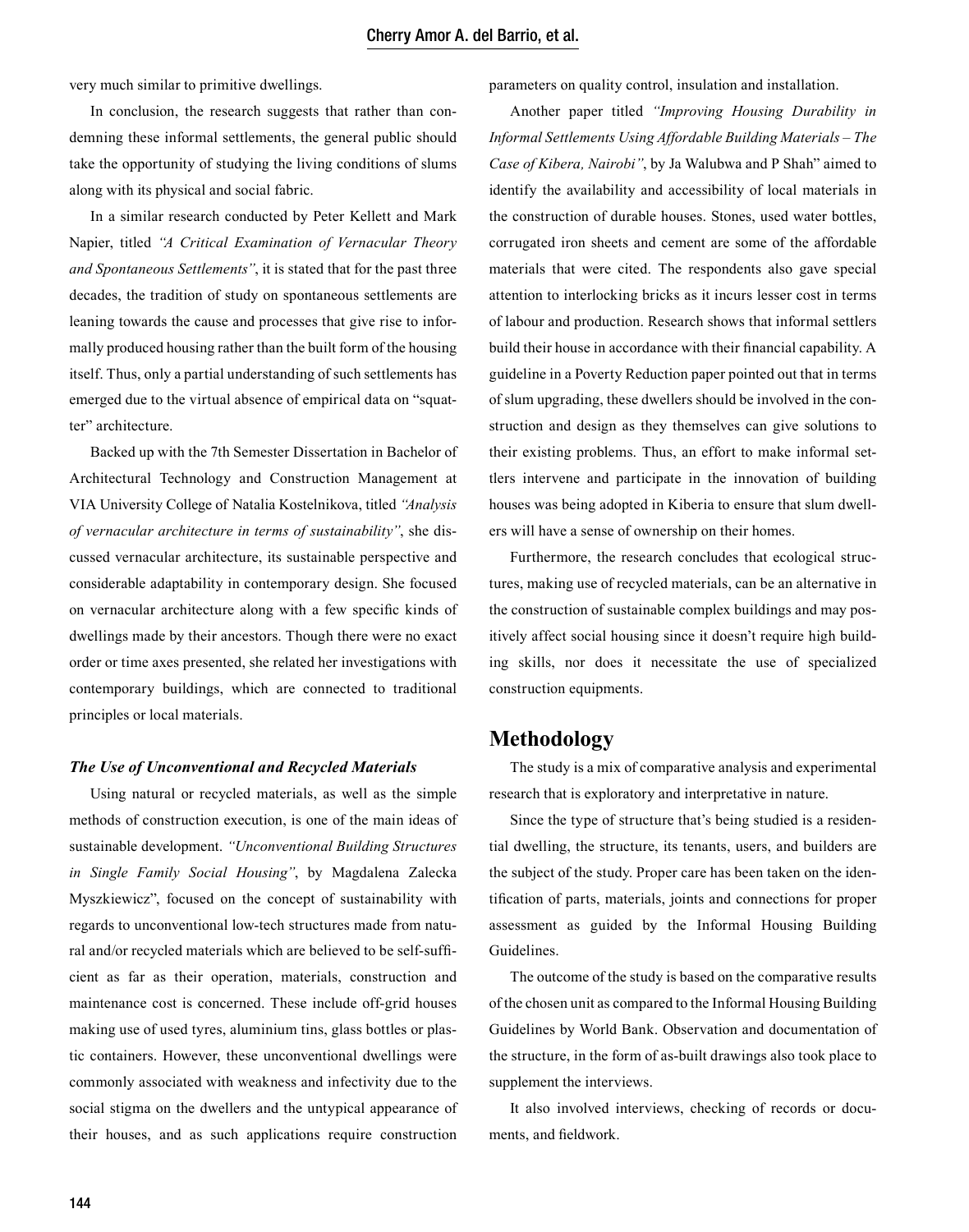very much similar to primitive dwellings.

In conclusion, the research suggests that rather than condemning these informal settlements, the general public should take the opportunity of studying the living conditions of slums along with its physical and social fabric.

In a similar research conducted by Peter Kellett and Mark Napier, titled *"A Critical Examination of Vernacular Theory and Spontaneous Settlements"*, it is stated that for the past three decades, the tradition of study on spontaneous settlements are leaning towards the cause and processes that give rise to informally produced housing rather than the built form of the housing itself. Thus, only a partial understanding of such settlements has emerged due to the virtual absence of empirical data on "squatter" architecture.

Backed up with the 7th Semester Dissertation in Bachelor of Architectural Technology and Construction Management at VIA University College of Natalia Kostelnikova, titled *"Analysis of vernacular architecture in terms of sustainability"*, she discussed vernacular architecture, its sustainable perspective and considerable adaptability in contemporary design. She focused on vernacular architecture along with a few specific kinds of dwellings made by their ancestors. Though there were no exact order or time axes presented, she related her investigations with contemporary buildings, which are connected to traditional principles or local materials.

### *The Use of Unconventional and Recycled Materials*

Using natural or recycled materials, as well as the simple methods of construction execution, is one of the main ideas of sustainable development. *"Unconventional Building Structures in Single Family Social Housing"*, by Magdalena Zalecka Myszkiewicz", focused on the concept of sustainability with regards to unconventional low-tech structures made from natural and/or recycled materials which are believed to be self-sufficient as far as their operation, materials, construction and maintenance cost is concerned. These include off-grid houses making use of used tyres, aluminium tins, glass bottles or plastic containers. However, these unconventional dwellings were commonly associated with weakness and infectivity due to the social stigma on the dwellers and the untypical appearance of their houses, and as such applications require construction parameters on quality control, insulation and installation.

Another paper titled *"Improving Housing Durability in Informal Settlements Using Affordable Building Materials – The Case of Kibera, Nairobi"*, by Ja Walubwa and P Shah" aimed to identify the availability and accessibility of local materials in the construction of durable houses. Stones, used water bottles, corrugated iron sheets and cement are some of the affordable materials that were cited. The respondents also gave special attention to interlocking bricks as it incurs lesser cost in terms of labour and production. Research shows that informal settlers build their house in accordance with their financial capability. A guideline in a Poverty Reduction paper pointed out that in terms of slum upgrading, these dwellers should be involved in the construction and design as they themselves can give solutions to their existing problems. Thus, an effort to make informal settlers intervene and participate in the innovation of building houses was being adopted in Kiberia to ensure that slum dwellers will have a sense of ownership on their homes.

Furthermore, the research concludes that ecological structures, making use of recycled materials, can be an alternative in the construction of sustainable complex buildings and may positively affect social housing since it doesn't require high building skills, nor does it necessitate the use of specialized construction equipments.

## Methodology

The study is a mix of comparative analysis and experimental research that is exploratory and interpretative in nature.

Since the type of structure that's being studied is a residential dwelling, the structure, its tenants, users, and builders are the subject of the study. Proper care has been taken on the identification of parts, materials, joints and connections for proper assessment as guided by the Informal Housing Building Guidelines.

The outcome of the study is based on the comparative results of the chosen unit as compared to the Informal Housing Building Guidelines by World Bank. Observation and documentation of the structure, in the form of as-built drawings also took place to supplement the interviews.

It also involved interviews, checking of records or documents, and fieldwork.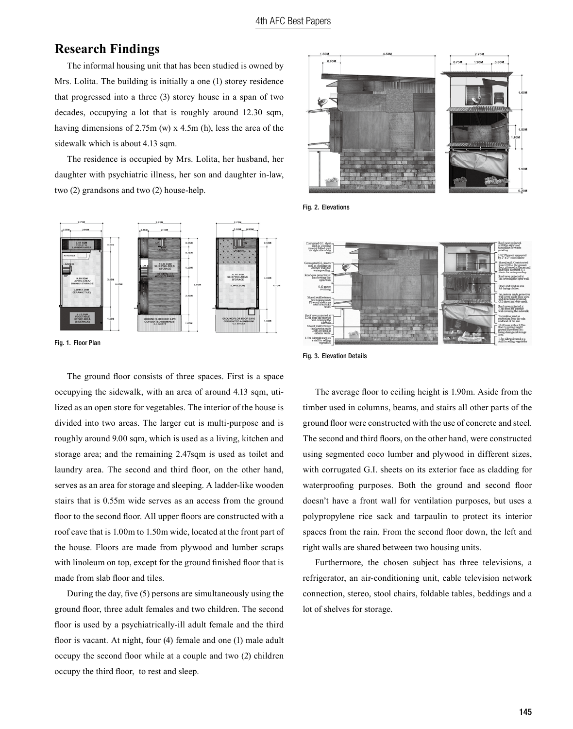## Research Findings

The informal housing unit that has been studied is owned by Mrs. Lolita. The building is initially a one (1) storey residence that progressed into a three (3) storey house in a span of two decades, occupying a lot that is roughly around 12.30 sqm, having dimensions of 2.75m (w) x 4.5m (h), less the area of the sidewalk which is about 4.13 sqm.

The residence is occupied by Mrs. Lolita, her husband, her daughter with psychiatric illness, her son and daughter in-law, two (2) grandsons and two (2) house-help.

Fig. 1. Floor Plan

Fig. 2. Elevations

Fig. 3. Elevation Details

The ground floor consists of three spaces. First is a space occupying the sidewalk, with an area of around 4.13 sqm, utilized as an open store for vegetables. The interior of the house is divided into two areas. The larger cut is multi-purpose and is roughly around 9.00 sqm, which is used as a living, kitchen and storage area; and the remaining 2.47sqm is used as toilet and laundry area. The second and third floor, on the other hand, serves as an area for storage and sleeping. A ladder-like wooden stairs that is 0.55m wide serves as an access from the ground floor to the second floor. All upper floors are constructed with a roof eave that is 1.00m to 1.50m wide, located at the front part of the house. Floors are made from plywood and lumber scraps with linoleum on top, except for the ground finished floor that is made from slab floor and tiles.

During the day, five (5) persons are simultaneously using the ground floor, three adult females and two children. The second floor is used by a psychiatrically-ill adult female and the third floor is vacant. At night, four (4) female and one (1) male adult occupy the second floor while at a couple and two (2) children occupy the third floor, to rest and sleep.

The average floor to ceiling height is 1.90m. Aside from the timber used in columns, beams, and stairs all other parts of the ground floor were constructed with the use of concrete and steel. The second and third floors, on the other hand, were constructed using segmented coco lumber and plywood in different sizes, with corrugated G.I. sheets on its exterior face as cladding for waterproofing purposes. Both the ground and second floor doesn't have a front wall for ventilation purposes, but uses a polypropylene rice sack and tarpaulin to protect its interior spaces from the rain. From the second floor down, the left and right walls are shared between two housing units.

Furthermore, the chosen subject has three televisions, a refrigerator, an air-conditioning unit, cable television network connection, stereo, stool chairs, foldable tables, beddings and a lot of shelves for storage.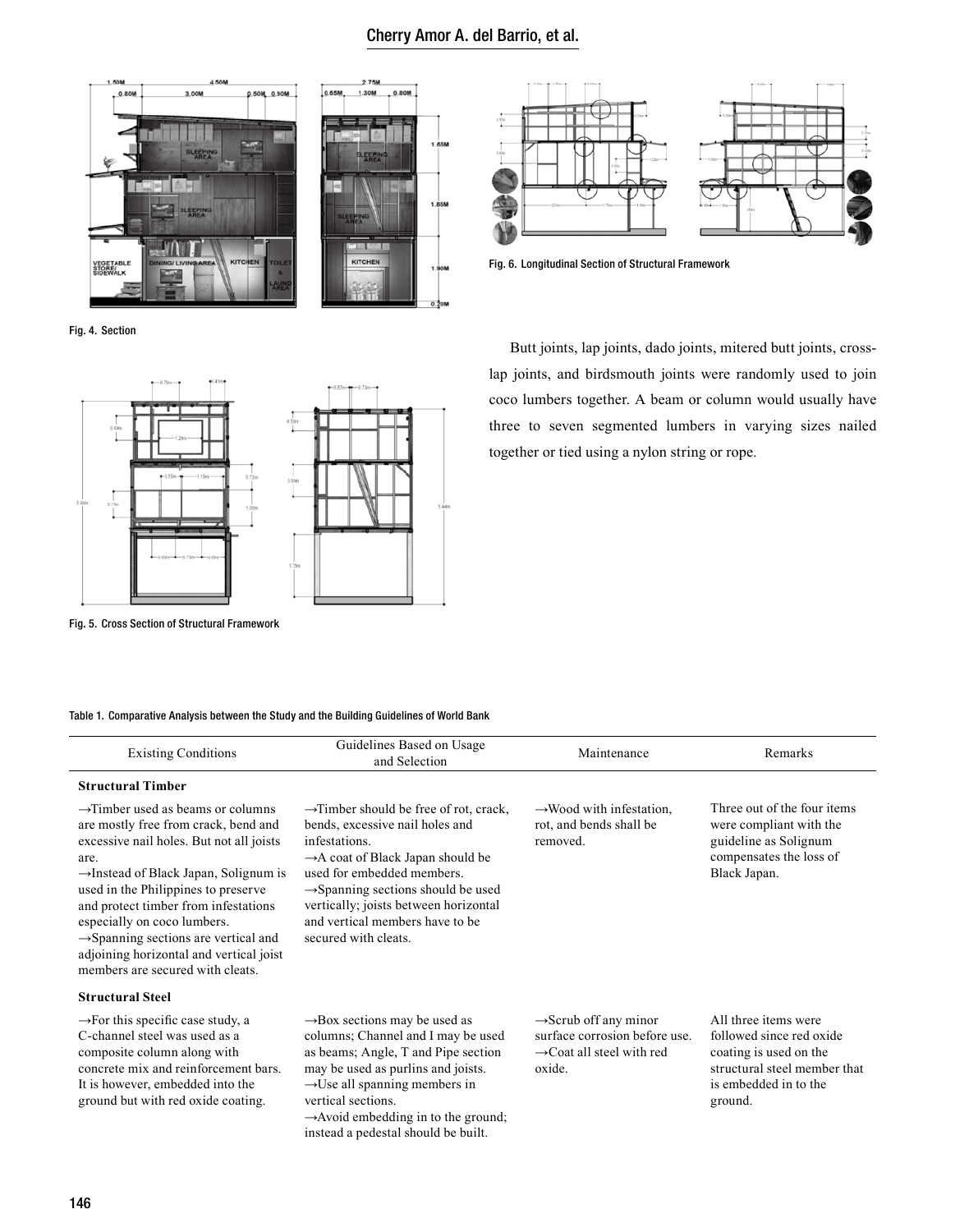Fig. 4. Section

Fig. 5. Cross Section of Structural Framework

Fig. 6. Longitudinal Section of Structural Framework

Butt joints, lap joints, dado joints, mitered butt joints, cross-lap joints, and birdsmouth joints were randomly used to join coco lumbers together. A beam or column would usually have three to seven segmented lumbers in varying sizes nailed together or tied using a nylon string or rope.

Table 1. Comparative Analysis between the Study and the Building Guidelines of World Bank

| Existing Conditions | Guidelines Based on Usage and Selection | Maintenance | Remarks |
|---|---|---|---|
| **Structural Timber** | | | |
| →Timber used as beams or columns are mostly free from crack, bend and excessive nail holes. But not all joists are.<br>→Instead of Black Japan, Solignum is used in the Philippines to preserve and protect timber from infestations especially on coco lumbers.<br>→Spanning sections are vertical and adjoining horizontal and vertical joist members are secured with cleats. | →Timber should be free of rot, crack, bends, excessive nail holes and infestations.<br>→A coat of Black Japan should be used for embedded members.<br>→Spanning sections should be used vertically; joists between horizontal and vertical members have to be secured with cleats. | →Wood with infestation, rot, and bends shall be removed. | Three out of the four items were compliant with the guideline as Solignum compensates the loss of Black Japan. |
| **Structural Steel** | | | |
| →For this specific case study, a C-channel steel was used as a composite column along with concrete mix and reinforcement bars. It is however, embedded into the ground but with red oxide coating. | →Box sections may be used as columns; Channel and I may be used as beams; Angle, T and Pipe section may be used as purlins and joists.<br>→Use all spanning members in vertical sections.<br>→Avoid embedding in to the ground; instead a pedestal should be built. | →Scrub off any minor surface corrosion before use.<br>→Coat all steel with red oxide. | All three items were followed since red oxide coating is used on the structural steel member that is embedded in to the ground. |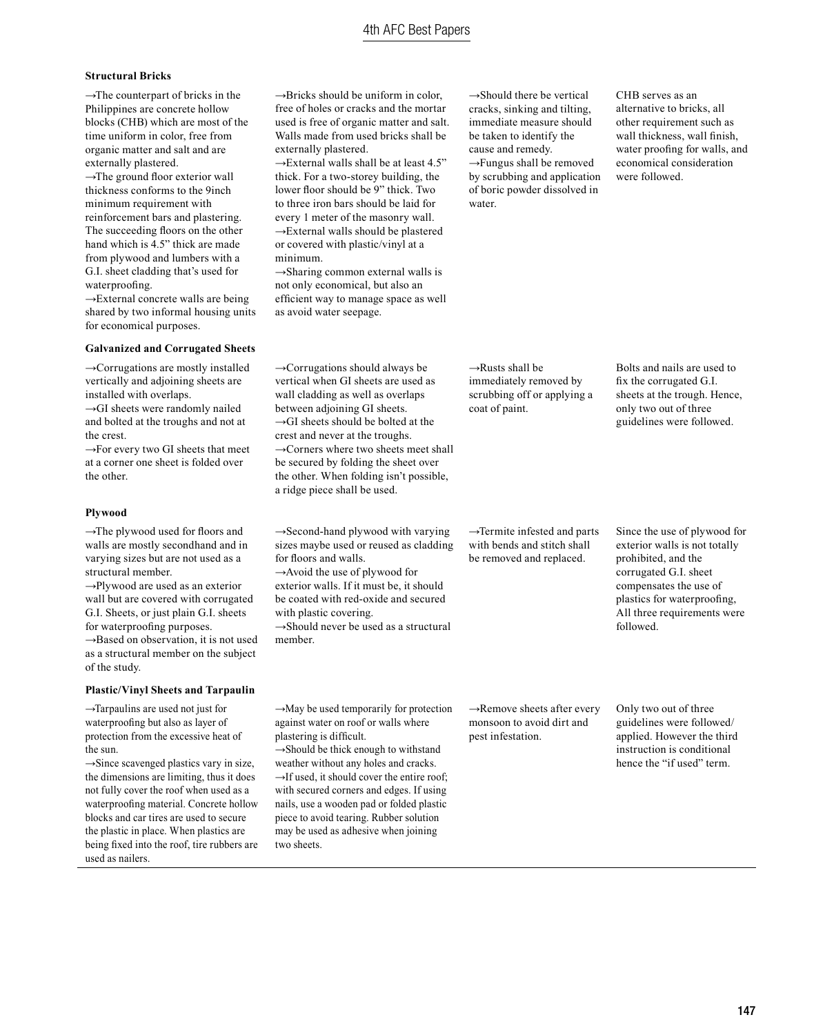| | | | |
|---|---|---|---|
| **Structural Bricks** | | | |
| →The counterpart of bricks in the Philippines are concrete hollow blocks (CHB) which are most of the time uniform in color, free from organic matter and salt and are externally plastered.<br>→The ground floor exterior wall thickness conforms to the 9inch minimum requirement with reinforcement bars and plastering. The succeeding floors on the other hand which is 4.5" thick are made from plywood and lumbers with a G.I. sheet cladding that's used for waterproofing.<br>→External concrete walls are being shared by two informal housing units for economical purposes. | →Bricks should be uniform in color, free of holes or cracks and the mortar used is free of organic matter and salt. Walls made from used bricks shall be externally plastered.<br>→External walls shall be at least 4.5" thick. For a two-storey building, the lower floor should be 9" thick. Two to three iron bars should be laid for every 1 meter of the masonry wall.<br>→External walls should be plastered or covered with plastic/vinyl at a minimum.<br>→Sharing common external walls is not only economical, but also an efficient way to manage space as well as avoid water seepage. | →Should there be vertical cracks, sinking and tilting, immediate measure should be taken to identify the cause and remedy.<br>→Fungus shall be removed by scrubbing and application of boric powder dissolved in water. | CHB serves as an alternative to bricks, all other requirement such as wall thickness, wall finish, water proofing for walls, and economical consideration were followed. |
| **Galvanized and Corrugated Sheets** | | | |
| →Corrugations are mostly installed vertically and adjoining sheets are installed with overlaps.<br>→GI sheets were randomly nailed and bolted at the troughs and not at the crest.<br>→For every two GI sheets that meet at a corner one sheet is folded over the other. | →Corrugations should always be vertical when GI sheets are used as wall cladding as well as overlaps between adjoining GI sheets.<br>→GI sheets should be bolted at the crest and never at the troughs.<br>→Corners where two sheets meet shall be secured by folding the sheet over the other. When folding isn't possible, a ridge piece shall be used. | →Rusts shall be immediately removed by scrubbing off or applying a coat of paint. | Bolts and nails are used to fix the corrugated G.I. sheets at the trough. Hence, only two out of three guidelines were followed. |
| **Plywood** | | | |
| →The plywood used for floors and walls are mostly secondhand and in varying sizes but are not used as a structural member.<br>→Plywood are used as an exterior wall but are covered with corrugated G.I. Sheets, or just plain G.I. sheets for waterproofing purposes.<br>→Based on observation, it is not used as a structural member on the subject of the study. | →Second-hand plywood with varying sizes maybe used or reused as cladding for floors and walls.<br>→Avoid the use of plywood for exterior walls. If it must be, it should be coated with red-oxide and secured with plastic covering.<br>→Should never be used as a structural member. | →Termite infested and parts with bends and stitch shall be removed and replaced. | Since the use of plywood for exterior walls is not totally prohibited, and the corrugated G.I. sheet compensates the use of plastics for waterproofing, All three requirements were followed. |
| **Plastic/Vinyl Sheets and Tarpaulin** | | | |
| →Tarpaulins are used not just for waterproofing but also as layer of protection from the excessive heat of the sun.<br>→Since scavenged plastics vary in size, the dimensions are limiting, thus it does not fully cover the roof when used as a waterproofing material. Concrete hollow blocks and car tires are used to secure the plastic in place. When plastics are being fixed into the roof, tire rubbers are used as nailers. | →May be used temporarily for protection against water on roof or walls where plastering is difficult.<br>→Should be thick enough to withstand weather without any holes and cracks.<br>→If used, it should cover the entire roof; with secured corners and edges. If using nails, use a wooden pad or folded plastic piece to avoid tearing. Rubber solution may be used as adhesive when joining two sheets. | →Remove sheets after every monsoon to avoid dirt and pest infestation. | Only two out of three guidelines were followed/applied. However the third instruction is conditional hence the "if used" term. |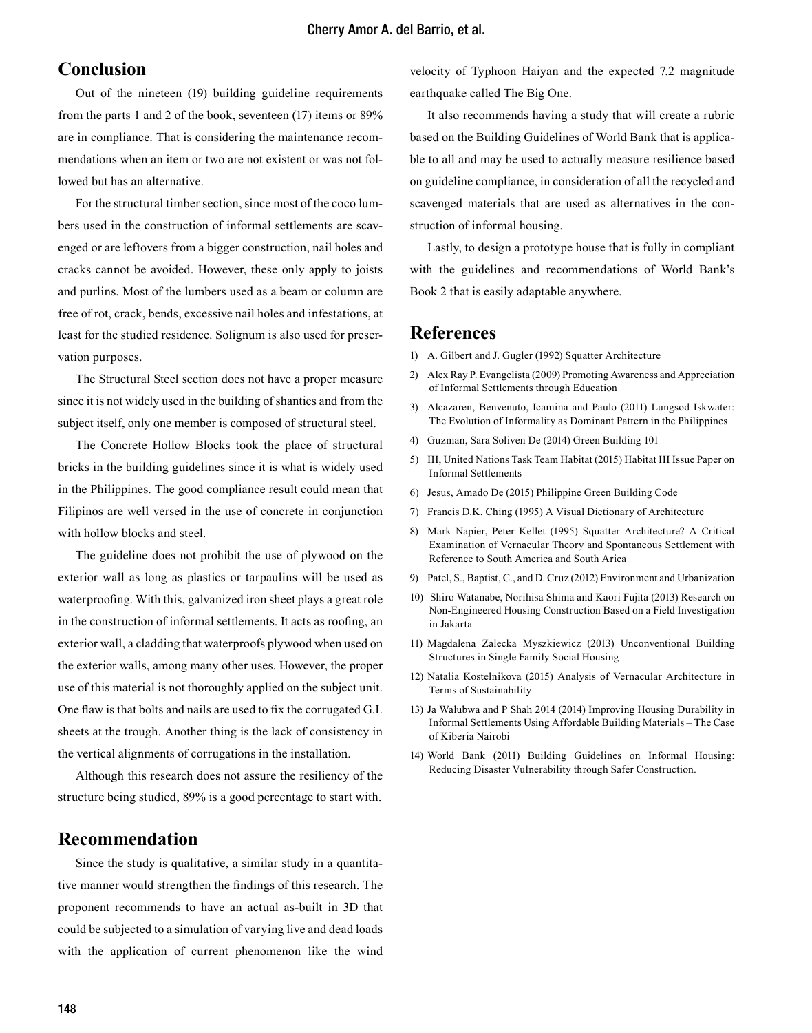## Conclusion

Out of the nineteen (19) building guideline requirements from the parts 1 and 2 of the book, seventeen (17) items or 89% are in compliance. That is considering the maintenance recommendations when an item or two are not existent or was not followed but has an alternative.

For the structural timber section, since most of the coco lumbers used in the construction of informal settlements are scavenged or are leftovers from a bigger construction, nail holes and cracks cannot be avoided. However, these only apply to joists and purlins. Most of the lumbers used as a beam or column are free of rot, crack, bends, excessive nail holes and infestations, at least for the studied residence. Solignum is also used for preservation purposes.

The Structural Steel section does not have a proper measure since it is not widely used in the building of shanties and from the subject itself, only one member is composed of structural steel.

The Concrete Hollow Blocks took the place of structural bricks in the building guidelines since it is what is widely used in the Philippines. The good compliance result could mean that Filipinos are well versed in the use of concrete in conjunction with hollow blocks and steel.

The guideline does not prohibit the use of plywood on the exterior wall as long as plastics or tarpaulins will be used as waterproofing. With this, galvanized iron sheet plays a great role in the construction of informal settlements. It acts as roofing, an exterior wall, a cladding that waterproofs plywood when used on the exterior walls, among many other uses. However, the proper use of this material is not thoroughly applied on the subject unit. One flaw is that bolts and nails are used to fix the corrugated G.I. sheets at the trough. Another thing is the lack of consistency in the vertical alignments of corrugations in the installation.

Although this research does not assure the resiliency of the structure being studied, 89% is a good percentage to start with.

## Recommendation

Since the study is qualitative, a similar study in a quantitative manner would strengthen the findings of this research. The proponent recommends to have an actual as-built in 3D that could be subjected to a simulation of varying live and dead loads with the application of current phenomenon like the wind velocity of Typhoon Haiyan and the expected 7.2 magnitude earthquake called The Big One.

It also recommends having a study that will create a rubric based on the Building Guidelines of World Bank that is applicable to all and may be used to actually measure resilience based on guideline compliance, in consideration of all the recycled and scavenged materials that are used as alternatives in the construction of informal housing.

Lastly, to design a prototype house that is fully in compliant with the guidelines and recommendations of World Bank's Book 2 that is easily adaptable anywhere.

## References

1) A. Gilbert and J. Gugler (1992) Squatter Architecture
2) Alex Ray P. Evangelista (2009) Promoting Awareness and Appreciation of Informal Settlements through Education
3) Alcazaren, Benvenuto, Icamina and Paulo (2011) Lungsod Iskwater: The Evolution of Informality as Dominant Pattern in the Philippines
4) Guzman, Sara Soliven De (2014) Green Building 101
5) III, United Nations Task Team Habitat (2015) Habitat III Issue Paper on Informal Settlements
6) Jesus, Amado De (2015) Philippine Green Building Code
7) Francis D.K. Ching (1995) A Visual Dictionary of Architecture
8) Mark Napier, Peter Kellet (1995) Squatter Architecture? A Critical Examination of Vernacular Theory and Spontaneous Settlement with Reference to South America and South Arica
9) Patel, S., Baptist, C., and D. Cruz (2012) Environment and Urbanization
10) Shiro Watanabe, Norihisa Shima and Kaori Fujita (2013) Research on Non-Engineered Housing Construction Based on a Field Investigation in Jakarta
11) Magdalena Zalecka Myszkiewicz (2013) Unconventional Building Structures in Single Family Social Housing
12) Natalia Kostelnikova (2015) Analysis of Vernacular Architecture in Terms of Sustainability
13) Ja Walubwa and P Shah 2014 (2014) Improving Housing Durability in Informal Settlements Using Affordable Building Materials – The Case of Kiberia Nairobi
14) World Bank (2011) Building Guidelines on Informal Housing: Reducing Disaster Vulnerability through Safer Construction.